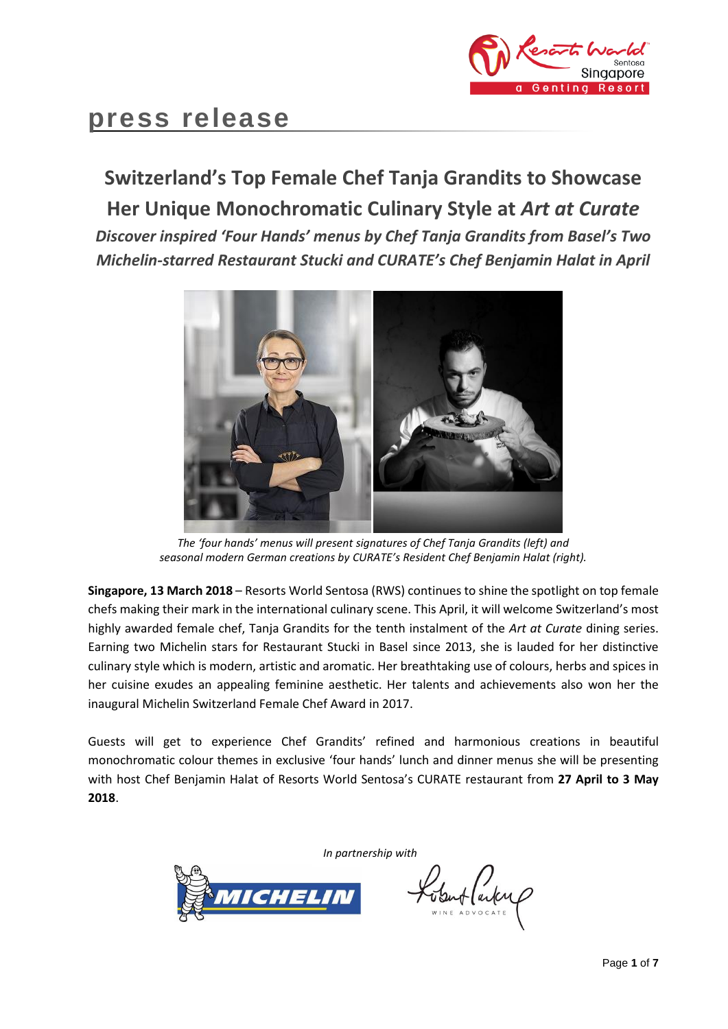# press release

## Switzerland's Top Female Chef Tanja Grandits to Showcase Her Unique Monochromatic Culinary Style at *Art at Curate*

***Discover inspired 'Four Hands' menus by Chef Tanja Grandits from Basel's Two Michelin-starred Restaurant Stucki and CURATE's Chef Benjamin Halat in April***

*The 'four hands' menus will present signatures of Chef Tanja Grandits (left) and seasonal modern German creations by CURATE's Resident Chef Benjamin Halat (right).*

**Singapore, 13 March 2018** – Resorts World Sentosa (RWS) continues to shine the spotlight on top female chefs making their mark in the international culinary scene. This April, it will welcome Switzerland's most highly awarded female chef, Tanja Grandits for the tenth instalment of the *Art at Curate* dining series. Earning two Michelin stars for Restaurant Stucki in Basel since 2013, she is lauded for her distinctive culinary style which is modern, artistic and aromatic. Her breathtaking use of colours, herbs and spices in her cuisine exudes an appealing feminine aesthetic. Her talents and achievements also won her the inaugural Michelin Switzerland Female Chef Award in 2017.

Guests will get to experience Chef Grandits' refined and harmonious creations in beautiful monochromatic colour themes in exclusive 'four hands' lunch and dinner menus she will be presenting with host Chef Benjamin Halat of Resorts World Sentosa's CURATE restaurant from **27 April to 3 May 2018**.

*In partnership with*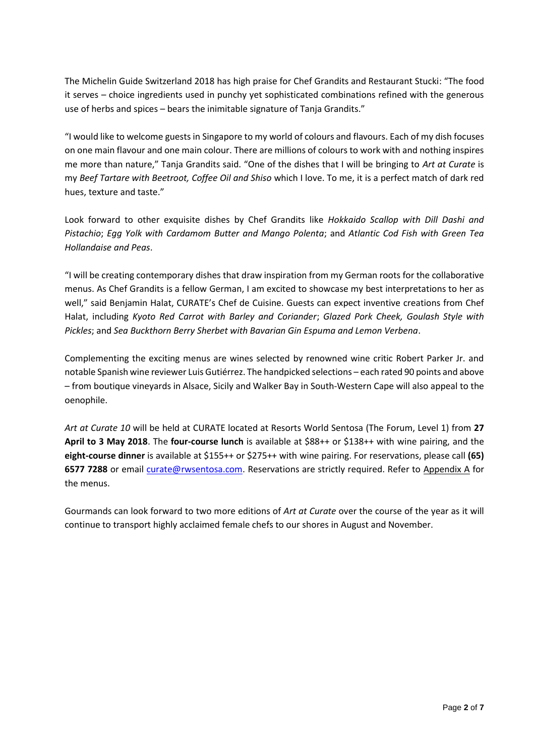The Michelin Guide Switzerland 2018 has high praise for Chef Grandits and Restaurant Stucki: "The food it serves – choice ingredients used in punchy yet sophisticated combinations refined with the generous use of herbs and spices – bears the inimitable signature of Tanja Grandits."

"I would like to welcome guests in Singapore to my world of colours and flavours. Each of my dish focuses on one main flavour and one main colour. There are millions of colours to work with and nothing inspires me more than nature," Tanja Grandits said. "One of the dishes that I will be bringing to *Art at Curate* is my *Beef Tartare with Beetroot, Coffee Oil and Shiso* which I love. To me, it is a perfect match of dark red hues, texture and taste."

Look forward to other exquisite dishes by Chef Grandits like *Hokkaido Scallop with Dill Dashi and Pistachio*; *Egg Yolk with Cardamom Butter and Mango Polenta*; and *Atlantic Cod Fish with Green Tea Hollandaise and Peas*.

"I will be creating contemporary dishes that draw inspiration from my German roots for the collaborative menus. As Chef Grandits is a fellow German, I am excited to showcase my best interpretations to her as well," said Benjamin Halat, CURATE's Chef de Cuisine. Guests can expect inventive creations from Chef Halat, including *Kyoto Red Carrot with Barley and Coriander*; *Glazed Pork Cheek, Goulash Style with Pickles*; and *Sea Buckthorn Berry Sherbet with Bavarian Gin Espuma and Lemon Verbena*.

Complementing the exciting menus are wines selected by renowned wine critic Robert Parker Jr. and notable Spanish wine reviewer Luis Gutiérrez. The handpicked selections – each rated 90 points and above – from boutique vineyards in Alsace, Sicily and Walker Bay in South-Western Cape will also appeal to the oenophile.

*Art at Curate 10* will be held at CURATE located at Resorts World Sentosa (The Forum, Level 1) from **27 April to 3 May 2018**. The **four-course lunch** is available at $88++ or $138++ with wine pairing, and the **eight-course dinner** is available at $155++ or $275++ with wine pairing. For reservations, please call **(65) 6577 7288** or email curate@rwsentosa.com. Reservations are strictly required. Refer to Appendix A for the menus.

Gourmands can look forward to two more editions of *Art at Curate* over the course of the year as it will continue to transport highly acclaimed female chefs to our shores in August and November.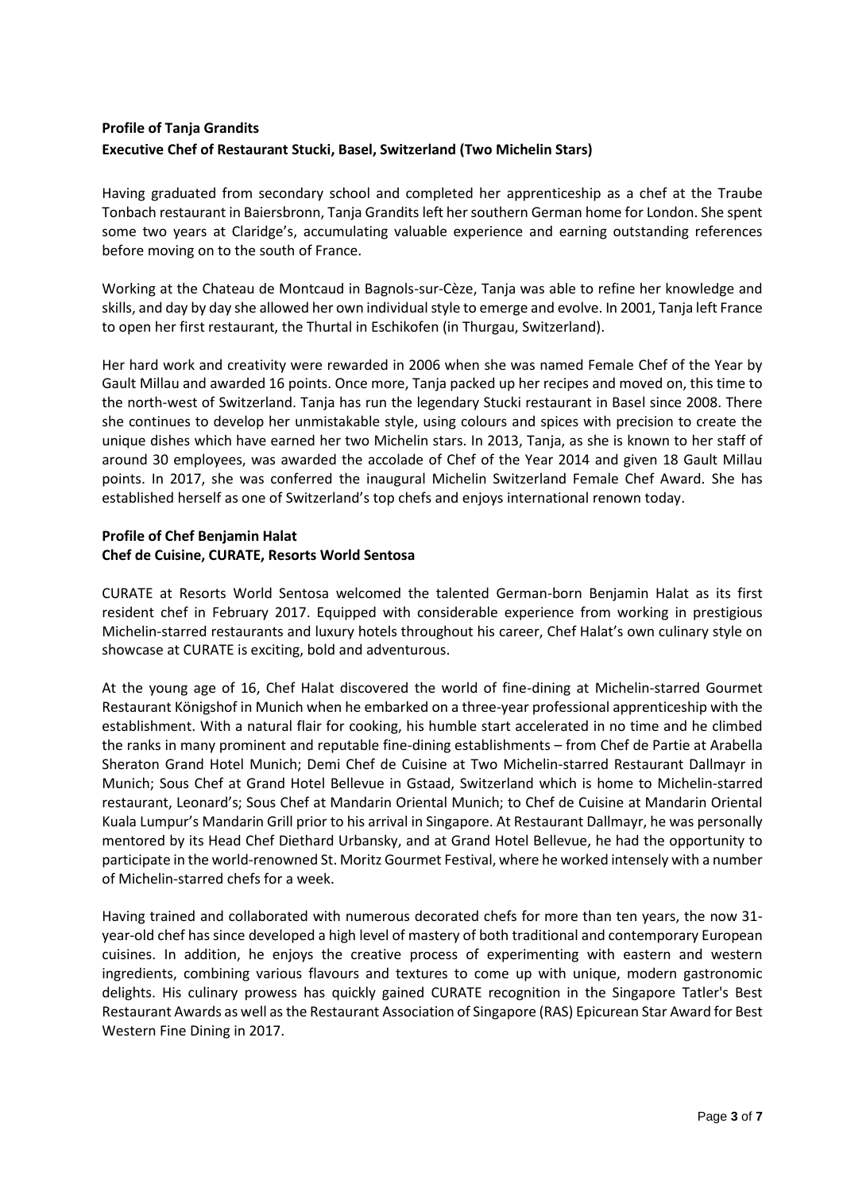**Profile of Tanja Grandits**
**Executive Chef of Restaurant Stucki, Basel, Switzerland (Two Michelin Stars)**

Having graduated from secondary school and completed her apprenticeship as a chef at the Traube Tonbach restaurant in Baiersbronn, Tanja Grandits left her southern German home for London. She spent some two years at Claridge's, accumulating valuable experience and earning outstanding references before moving on to the south of France.

Working at the Chateau de Montcaud in Bagnols-sur-Cèze, Tanja was able to refine her knowledge and skills, and day by day she allowed her own individual style to emerge and evolve. In 2001, Tanja left France to open her first restaurant, the Thurtal in Eschikofen (in Thurgau, Switzerland).

Her hard work and creativity were rewarded in 2006 when she was named Female Chef of the Year by Gault Millau and awarded 16 points. Once more, Tanja packed up her recipes and moved on, this time to the north-west of Switzerland. Tanja has run the legendary Stucki restaurant in Basel since 2008. There she continues to develop her unmistakable style, using colours and spices with precision to create the unique dishes which have earned her two Michelin stars. In 2013, Tanja, as she is known to her staff of around 30 employees, was awarded the accolade of Chef of the Year 2014 and given 18 Gault Millau points. In 2017, she was conferred the inaugural Michelin Switzerland Female Chef Award. She has established herself as one of Switzerland's top chefs and enjoys international renown today.

**Profile of Chef Benjamin Halat**
**Chef de Cuisine, CURATE, Resorts World Sentosa**

CURATE at Resorts World Sentosa welcomed the talented German-born Benjamin Halat as its first resident chef in February 2017. Equipped with considerable experience from working in prestigious Michelin-starred restaurants and luxury hotels throughout his career, Chef Halat's own culinary style on showcase at CURATE is exciting, bold and adventurous.

At the young age of 16, Chef Halat discovered the world of fine-dining at Michelin-starred Gourmet Restaurant Königshof in Munich when he embarked on a three-year professional apprenticeship with the establishment. With a natural flair for cooking, his humble start accelerated in no time and he climbed the ranks in many prominent and reputable fine-dining establishments – from Chef de Partie at Arabella Sheraton Grand Hotel Munich; Demi Chef de Cuisine at Two Michelin-starred Restaurant Dallmayr in Munich; Sous Chef at Grand Hotel Bellevue in Gstaad, Switzerland which is home to Michelin-starred restaurant, Leonard's; Sous Chef at Mandarin Oriental Munich; to Chef de Cuisine at Mandarin Oriental Kuala Lumpur's Mandarin Grill prior to his arrival in Singapore. At Restaurant Dallmayr, he was personally mentored by its Head Chef Diethard Urbansky, and at Grand Hotel Bellevue, he had the opportunity to participate in the world-renowned St. Moritz Gourmet Festival, where he worked intensely with a number of Michelin-starred chefs for a week.

Having trained and collaborated with numerous decorated chefs for more than ten years, the now 31-year-old chef has since developed a high level of mastery of both traditional and contemporary European cuisines. In addition, he enjoys the creative process of experimenting with eastern and western ingredients, combining various flavours and textures to come up with unique, modern gastronomic delights. His culinary prowess has quickly gained CURATE recognition in the Singapore Tatler's Best Restaurant Awards as well as the Restaurant Association of Singapore (RAS) Epicurean Star Award for Best Western Fine Dining in 2017.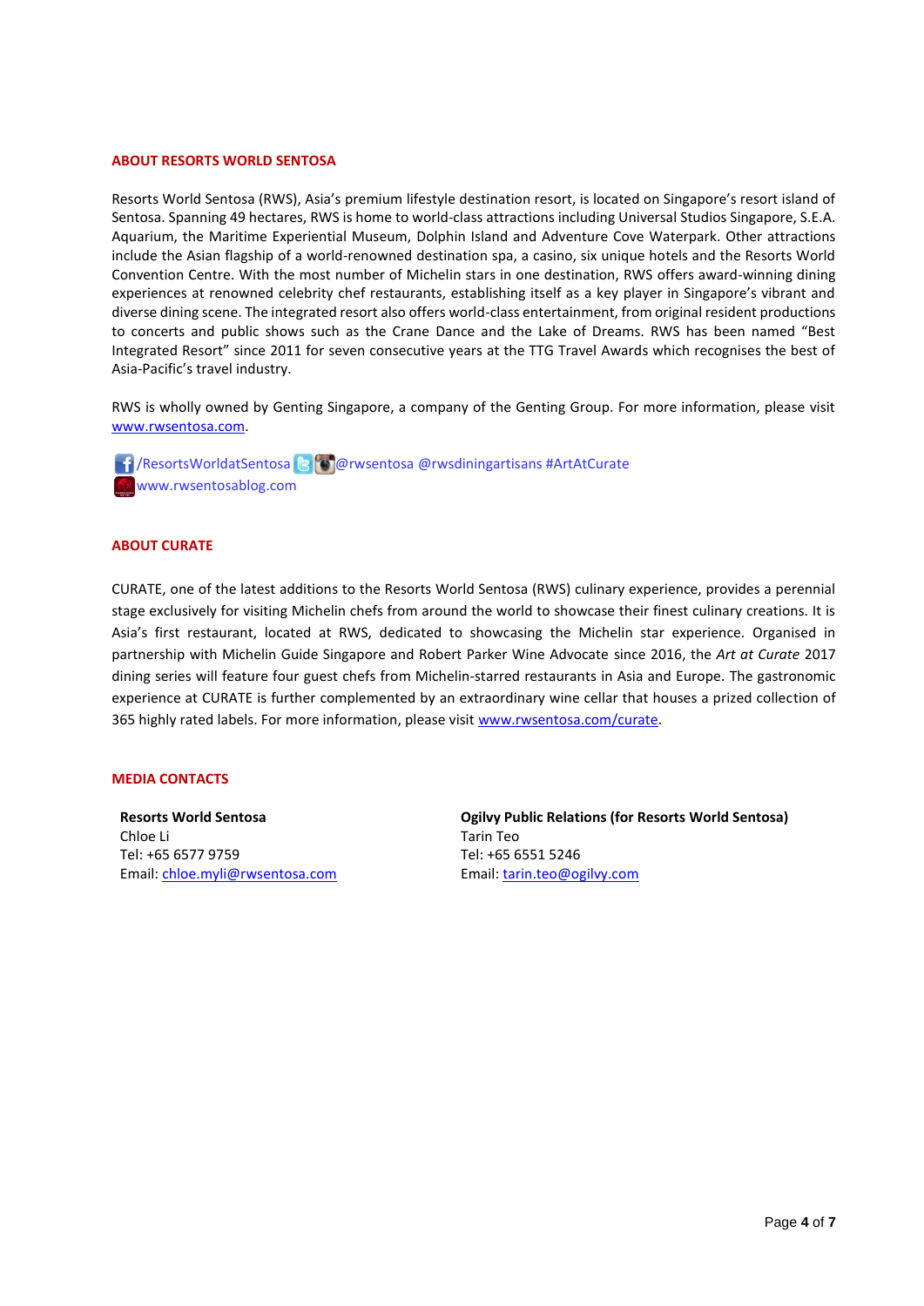## ABOUT RESORTS WORLD SENTOSA

Resorts World Sentosa (RWS), Asia's premium lifestyle destination resort, is located on Singapore's resort island of Sentosa. Spanning 49 hectares, RWS is home to world-class attractions including Universal Studios Singapore, S.E.A. Aquarium, the Maritime Experiential Museum, Dolphin Island and Adventure Cove Waterpark. Other attractions include the Asian flagship of a world-renowned destination spa, a casino, six unique hotels and the Resorts World Convention Centre. With the most number of Michelin stars in one destination, RWS offers award-winning dining experiences at renowned celebrity chef restaurants, establishing itself as a key player in Singapore's vibrant and diverse dining scene. The integrated resort also offers world-class entertainment, from original resident productions to concerts and public shows such as the Crane Dance and the Lake of Dreams. RWS has been named "Best Integrated Resort" since 2011 for seven consecutive years at the TTG Travel Awards which recognises the best of Asia-Pacific's travel industry.

RWS is wholly owned by Genting Singapore, a company of the Genting Group. For more information, please visit www.rwsentosa.com.

/ResortsWorldatSentosa @rwsentosa @rwsdiningartisans #ArtAtCurate
www.rwsentosablog.com

## ABOUT CURATE

CURATE, one of the latest additions to the Resorts World Sentosa (RWS) culinary experience, provides a perennial stage exclusively for visiting Michelin chefs from around the world to showcase their finest culinary creations. It is Asia's first restaurant, located at RWS, dedicated to showcasing the Michelin star experience. Organised in partnership with Michelin Guide Singapore and Robert Parker Wine Advocate since 2016, the *Art at Curate* 2017 dining series will feature four guest chefs from Michelin-starred restaurants in Asia and Europe. The gastronomic experience at CURATE is further complemented by an extraordinary wine cellar that houses a prized collection of 365 highly rated labels. For more information, please visit www.rwsentosa.com/curate.

## MEDIA CONTACTS

**Resorts World Sentosa**
Chloe Li
Tel: +65 6577 9759
Email: chloe.myli@rwsentosa.com

**Ogilvy Public Relations (for Resorts World Sentosa)**
Tarin Teo
Tel: +65 6551 5246
Email: tarin.teo@ogilvy.com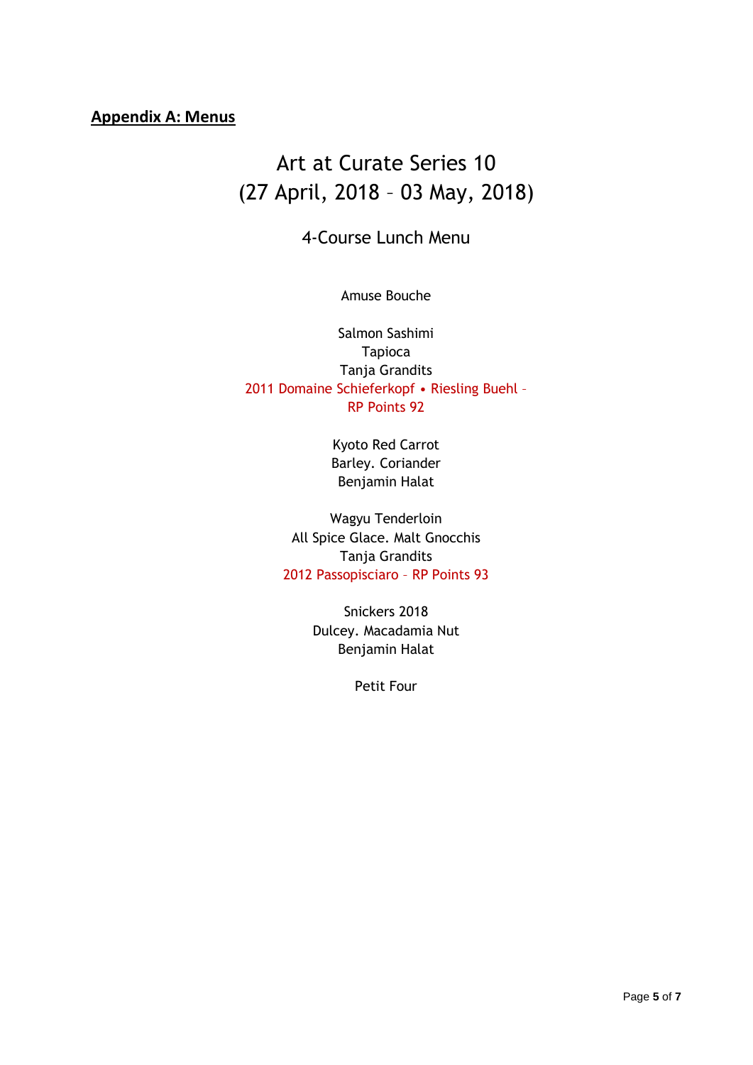**Appendix A: Menus**

# Art at Curate Series 10
# (27 April, 2018 – 03 May, 2018)

## 4-Course Lunch Menu

Amuse Bouche

Salmon Sashimi
Tapioca
Tanja Grandits
2011 Domaine Schieferkopf • Riesling Buehl – RP Points 92

Kyoto Red Carrot
Barley. Coriander
Benjamin Halat

Wagyu Tenderloin
All Spice Glace. Malt Gnocchis
Tanja Grandits
2012 Passopisciaro – RP Points 93

Snickers 2018
Dulcey. Macadamia Nut
Benjamin Halat

Petit Four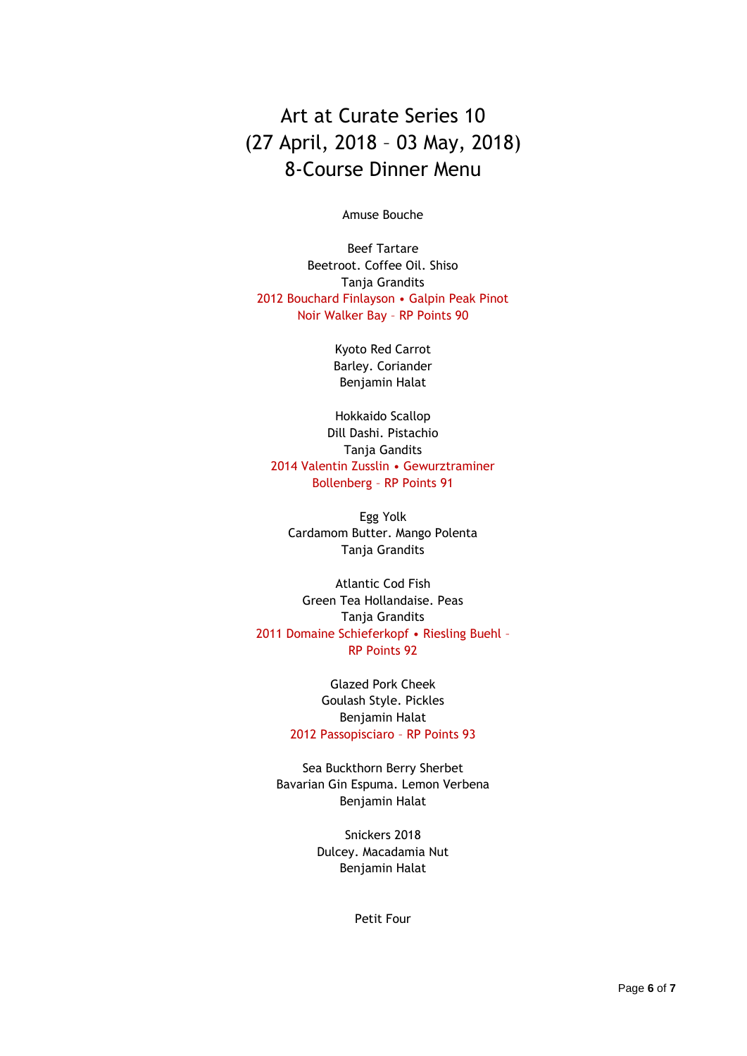# Art at Curate Series 10
# (27 April, 2018 – 03 May, 2018)
# 8-Course Dinner Menu

Amuse Bouche

Beef Tartare
Beetroot. Coffee Oil. Shiso
Tanja Grandits
2012 Bouchard Finlayson • Galpin Peak Pinot Noir Walker Bay – RP Points 90

Kyoto Red Carrot
Barley. Coriander
Benjamin Halat

Hokkaido Scallop
Dill Dashi. Pistachio
Tanja Gandits
2014 Valentin Zusslin • Gewurztraminer Bollenberg – RP Points 91

Egg Yolk
Cardamom Butter. Mango Polenta
Tanja Grandits

Atlantic Cod Fish
Green Tea Hollandaise. Peas
Tanja Grandits
2011 Domaine Schieferkopf • Riesling Buehl – RP Points 92

Glazed Pork Cheek
Goulash Style. Pickles
Benjamin Halat
2012 Passopisciaro – RP Points 93

Sea Buckthorn Berry Sherbet
Bavarian Gin Espuma. Lemon Verbena
Benjamin Halat

Snickers 2018
Dulcey. Macadamia Nut
Benjamin Halat

Petit Four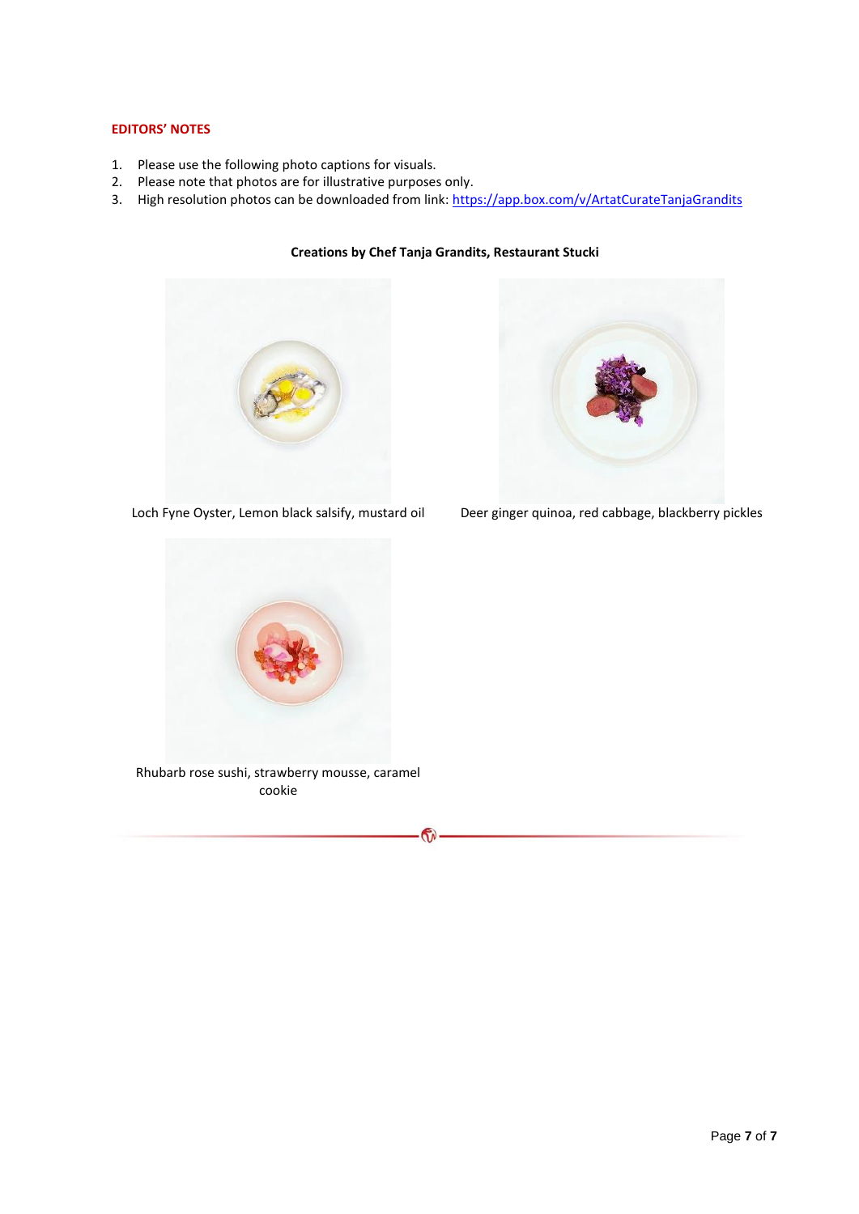**EDITORS' NOTES**

1. Please use the following photo captions for visuals.
2. Please note that photos are for illustrative purposes only.
3. High resolution photos can be downloaded from link: https://app.box.com/v/ArtatCurateTanjaGrandits

**Creations by Chef Tanja Grandits, Restaurant Stucki**

Loch Fyne Oyster, Lemon black salsify, mustard oil

Deer ginger quinoa, red cabbage, blackberry pickles

Rhubarb rose sushi, strawberry mousse, caramel cookie